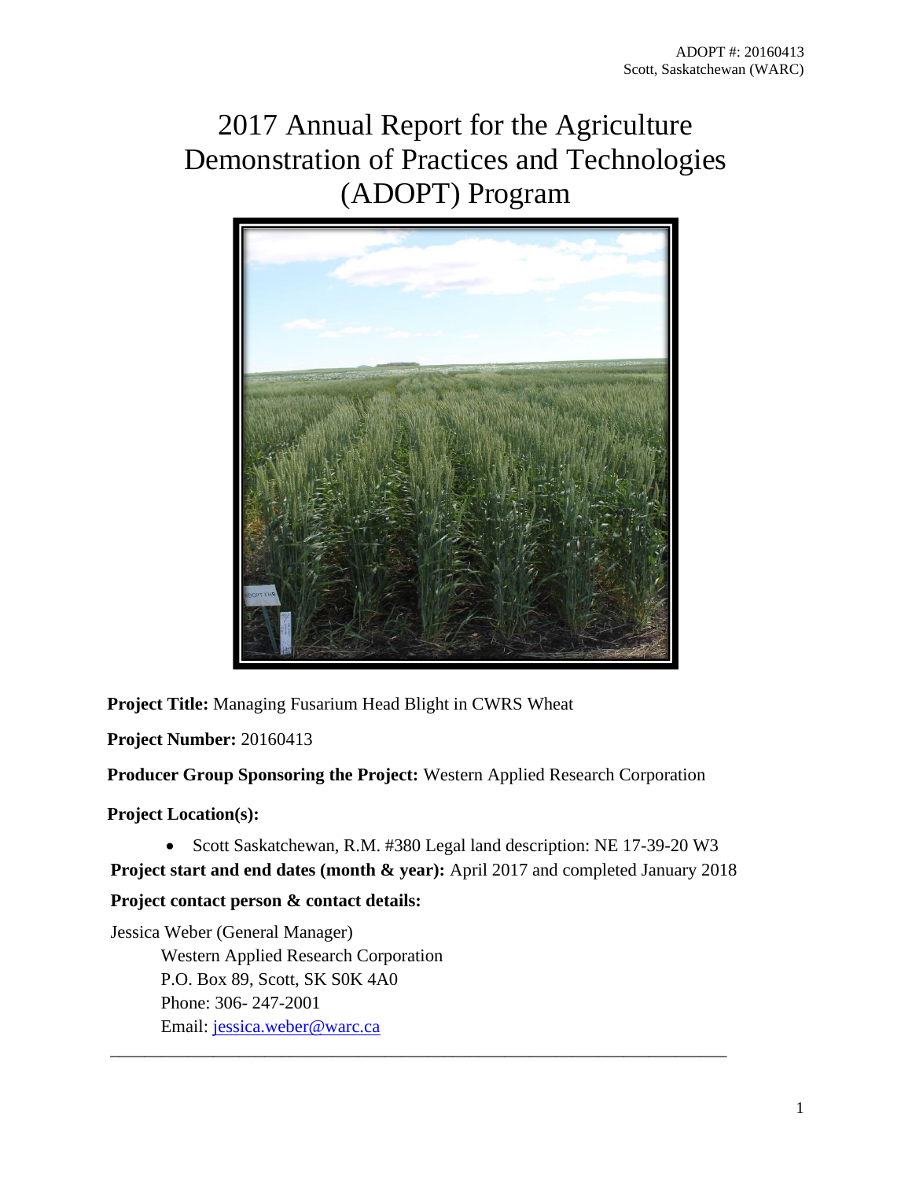ADOPT #: 20160413
Scott, Saskatchewan (WARC)

# 2017 Annual Report for the Agriculture Demonstration of Practices and Technologies (ADOPT) Program

**Project Title:** Managing Fusarium Head Blight in CWRS Wheat

**Project Number:** 20160413

**Producer Group Sponsoring the Project:** Western Applied Research Corporation

**Project Location(s):**

- Scott Saskatchewan, R.M. #380 Legal land description: NE 17-39-20 W3

**Project start and end dates (month & year):** April 2017 and completed January 2018

**Project contact person & contact details:**

Jessica Weber (General Manager)
Western Applied Research Corporation
P.O. Box 89, Scott, SK S0K 4A0
Phone: 306- 247-2001
Email: jessica.weber@warc.ca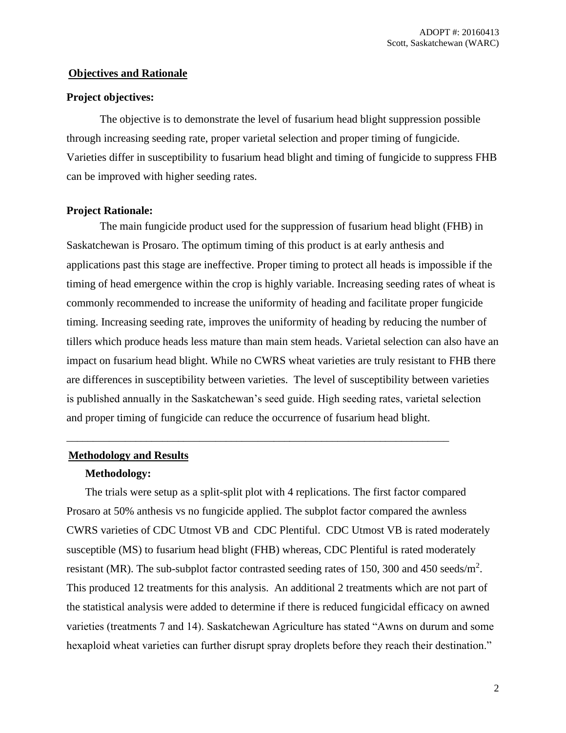## Objectives and Rationale

### Project objectives:

The objective is to demonstrate the level of fusarium head blight suppression possible through increasing seeding rate, proper varietal selection and proper timing of fungicide. Varieties differ in susceptibility to fusarium head blight and timing of fungicide to suppress FHB can be improved with higher seeding rates.

### Project Rationale:

The main fungicide product used for the suppression of fusarium head blight (FHB) in Saskatchewan is Prosaro. The optimum timing of this product is at early anthesis and applications past this stage are ineffective. Proper timing to protect all heads is impossible if the timing of head emergence within the crop is highly variable. Increasing seeding rates of wheat is commonly recommended to increase the uniformity of heading and facilitate proper fungicide timing. Increasing seeding rate, improves the uniformity of heading by reducing the number of tillers which produce heads less mature than main stem heads. Varietal selection can also have an impact on fusarium head blight. While no CWRS wheat varieties are truly resistant to FHB there are differences in susceptibility between varieties. The level of susceptibility between varieties is published annually in the Saskatchewan's seed guide. High seeding rates, varietal selection and proper timing of fungicide can reduce the occurrence of fusarium head blight.

---

## Methodology and Results

### Methodology:

The trials were setup as a split-split plot with 4 replications. The first factor compared Prosaro at 50% anthesis vs no fungicide applied. The subplot factor compared the awnless CWRS varieties of CDC Utmost VB and CDC Plentiful. CDC Utmost VB is rated moderately susceptible (MS) to fusarium head blight (FHB) whereas, CDC Plentiful is rated moderately resistant (MR). The sub-subplot factor contrasted seeding rates of 150, 300 and 450 seeds/$m^2$. This produced 12 treatments for this analysis. An additional 2 treatments which are not part of the statistical analysis were added to determine if there is reduced fungicidal efficacy on awned varieties (treatments 7 and 14). Saskatchewan Agriculture has stated "Awns on durum and some hexaploid wheat varieties can further disrupt spray droplets before they reach their destination."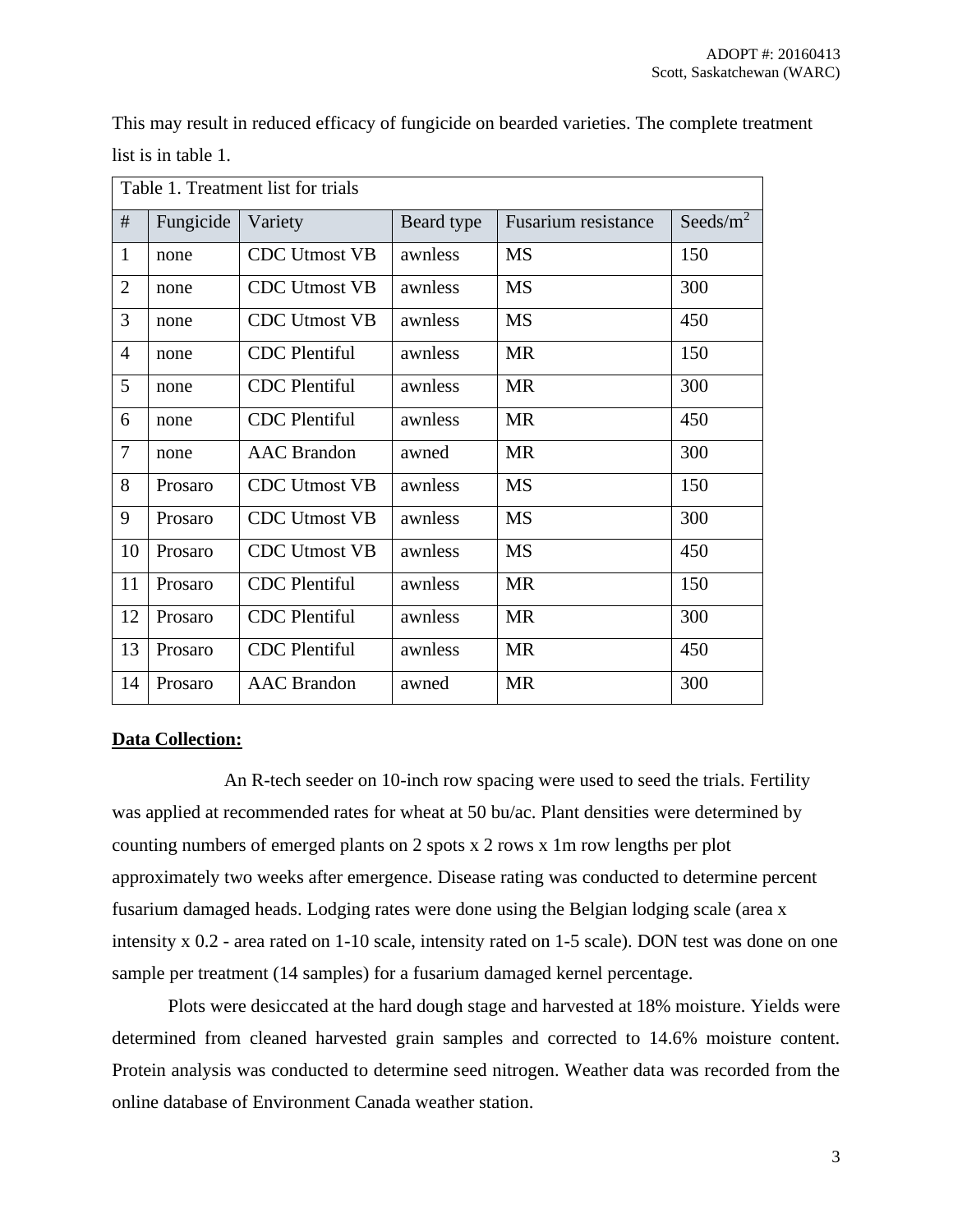This may result in reduced efficacy of fungicide on bearded varieties. The complete treatment list is in table 1.

Table 1. Treatment list for trials

| # | Fungicide | Variety | Beard type | Fusarium resistance | Seeds/m$^2$ |
|---|---|---|---|---|---|
| 1 | none | CDC Utmost VB | awnless | MS | 150 |
| 2 | none | CDC Utmost VB | awnless | MS | 300 |
| 3 | none | CDC Utmost VB | awnless | MS | 450 |
| 4 | none | CDC Plentiful | awnless | MR | 150 |
| 5 | none | CDC Plentiful | awnless | MR | 300 |
| 6 | none | CDC Plentiful | awnless | MR | 450 |
| 7 | none | AAC Brandon | awned | MR | 300 |
| 8 | Prosaro | CDC Utmost VB | awnless | MS | 150 |
| 9 | Prosaro | CDC Utmost VB | awnless | MS | 300 |
| 10 | Prosaro | CDC Utmost VB | awnless | MS | 450 |
| 11 | Prosaro | CDC Plentiful | awnless | MR | 150 |
| 12 | Prosaro | CDC Plentiful | awnless | MR | 300 |
| 13 | Prosaro | CDC Plentiful | awnless | MR | 450 |
| 14 | Prosaro | AAC Brandon | awned | MR | 300 |

**Data Collection:**

An R-tech seeder on 10-inch row spacing were used to seed the trials. Fertility was applied at recommended rates for wheat at 50 bu/ac. Plant densities were determined by counting numbers of emerged plants on 2 spots x 2 rows x 1m row lengths per plot approximately two weeks after emergence. Disease rating was conducted to determine percent fusarium damaged heads. Lodging rates were done using the Belgian lodging scale (area x intensity x 0.2 - area rated on 1-10 scale, intensity rated on 1-5 scale). DON test was done on one sample per treatment (14 samples) for a fusarium damaged kernel percentage.

Plots were desiccated at the hard dough stage and harvested at 18% moisture. Yields were determined from cleaned harvested grain samples and corrected to 14.6% moisture content. Protein analysis was conducted to determine seed nitrogen. Weather data was recorded from the online database of Environment Canada weather station.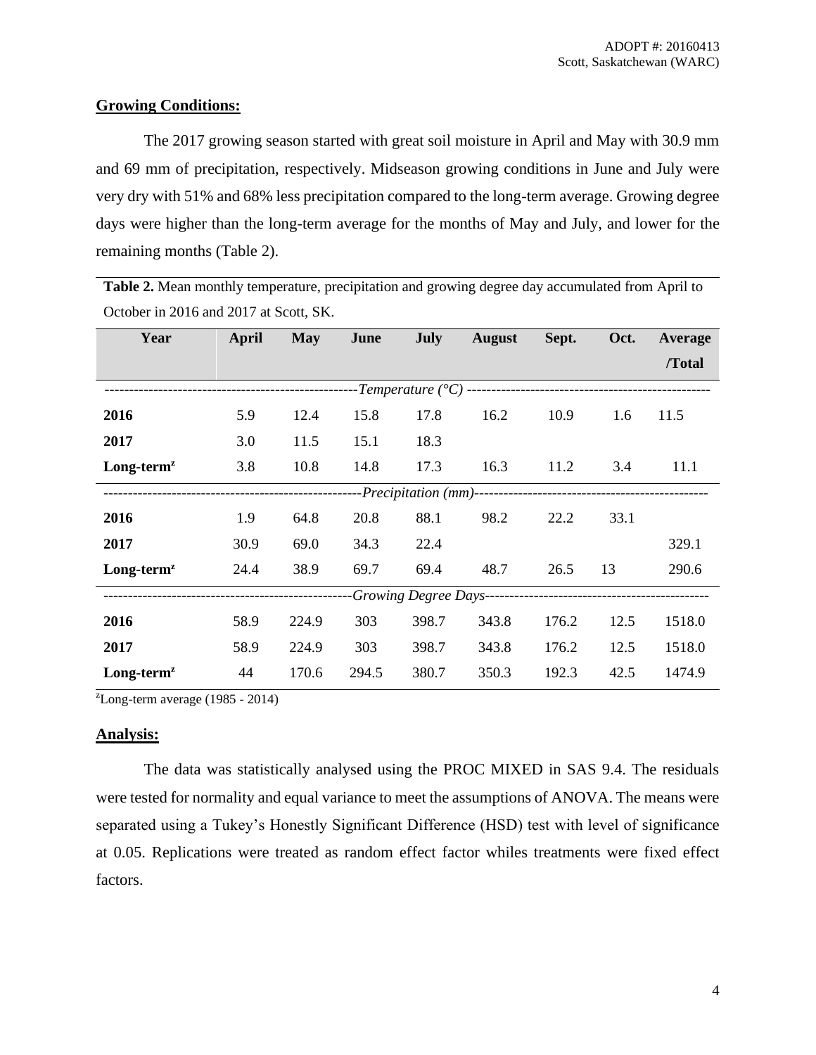**Growing Conditions:**

The 2017 growing season started with great soil moisture in April and May with 30.9 mm and 69 mm of precipitation, respectively. Midseason growing conditions in June and July were very dry with 51% and 68% less precipitation compared to the long-term average. Growing degree days were higher than the long-term average for the months of May and July, and lower for the remaining months (Table 2).

**Table 2.** Mean monthly temperature, precipitation and growing degree day accumulated from April to October in 2016 and 2017 at Scott, SK.

| Year | April | May | June | July | August | Sept. | Oct. | Average /Total |
|---|---|---|---|---|---|---|---|---|
| *Temperature (°C)* | | | | | | | | |
| **2016** | 5.9 | 12.4 | 15.8 | 17.8 | 16.2 | 10.9 | 1.6 | 11.5 |
| **2017** | 3.0 | 11.5 | 15.1 | 18.3 | | | | |
| **Long-term[z]** | 3.8 | 10.8 | 14.8 | 17.3 | 16.3 | 11.2 | 3.4 | 11.1 |
| *Precipitation (mm)* | | | | | | | | |
| **2016** | 1.9 | 64.8 | 20.8 | 88.1 | 98.2 | 22.2 | 33.1 | |
| **2017** | 30.9 | 69.0 | 34.3 | 22.4 | | | | 329.1 |
| **Long-term[z]** | 24.4 | 38.9 | 69.7 | 69.4 | 48.7 | 26.5 | 13 | 290.6 |
| *Growing Degree Days* | | | | | | | | |
| **2016** | 58.9 | 224.9 | 303 | 398.7 | 343.8 | 176.2 | 12.5 | 1518.0 |
| **2017** | 58.9 | 224.9 | 303 | 398.7 | 343.8 | 176.2 | 12.5 | 1518.0 |
| **Long-term[z]** | 44 | 170.6 | 294.5 | 380.7 | 350.3 | 192.3 | 42.5 | 1474.9 |

[z]Long-term average (1985 - 2014)

**Analysis:**

The data was statistically analysed using the PROC MIXED in SAS 9.4. The residuals were tested for normality and equal variance to meet the assumptions of ANOVA. The means were separated using a Tukey's Honestly Significant Difference (HSD) test with level of significance at 0.05. Replications were treated as random effect factor whiles treatments were fixed effect factors.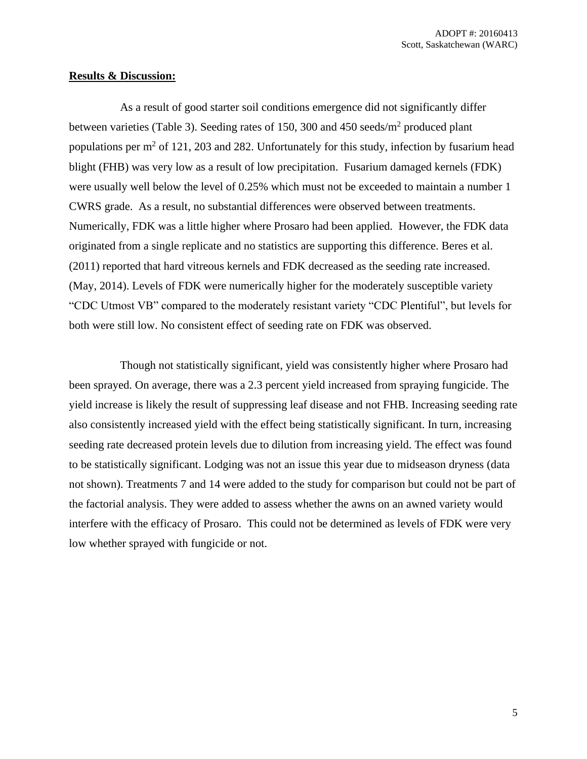**Results & Discussion:**

As a result of good starter soil conditions emergence did not significantly differ between varieties (Table 3). Seeding rates of 150, 300 and 450 seeds/$m^2$ produced plant populations per $m^2$ of 121, 203 and 282. Unfortunately for this study, infection by fusarium head blight (FHB) was very low as a result of low precipitation. Fusarium damaged kernels (FDK) were usually well below the level of 0.25% which must not be exceeded to maintain a number 1 CWRS grade. As a result, no substantial differences were observed between treatments. Numerically, FDK was a little higher where Prosaro had been applied. However, the FDK data originated from a single replicate and no statistics are supporting this difference. Beres et al. (2011) reported that hard vitreous kernels and FDK decreased as the seeding rate increased. (May, 2014). Levels of FDK were numerically higher for the moderately susceptible variety "CDC Utmost VB" compared to the moderately resistant variety "CDC Plentiful", but levels for both were still low. No consistent effect of seeding rate on FDK was observed.

Though not statistically significant, yield was consistently higher where Prosaro had been sprayed. On average, there was a 2.3 percent yield increased from spraying fungicide. The yield increase is likely the result of suppressing leaf disease and not FHB. Increasing seeding rate also consistently increased yield with the effect being statistically significant. In turn, increasing seeding rate decreased protein levels due to dilution from increasing yield. The effect was found to be statistically significant. Lodging was not an issue this year due to midseason dryness (data not shown). Treatments 7 and 14 were added to the study for comparison but could not be part of the factorial analysis. They were added to assess whether the awns on an awned variety would interfere with the efficacy of Prosaro. This could not be determined as levels of FDK were very low whether sprayed with fungicide or not.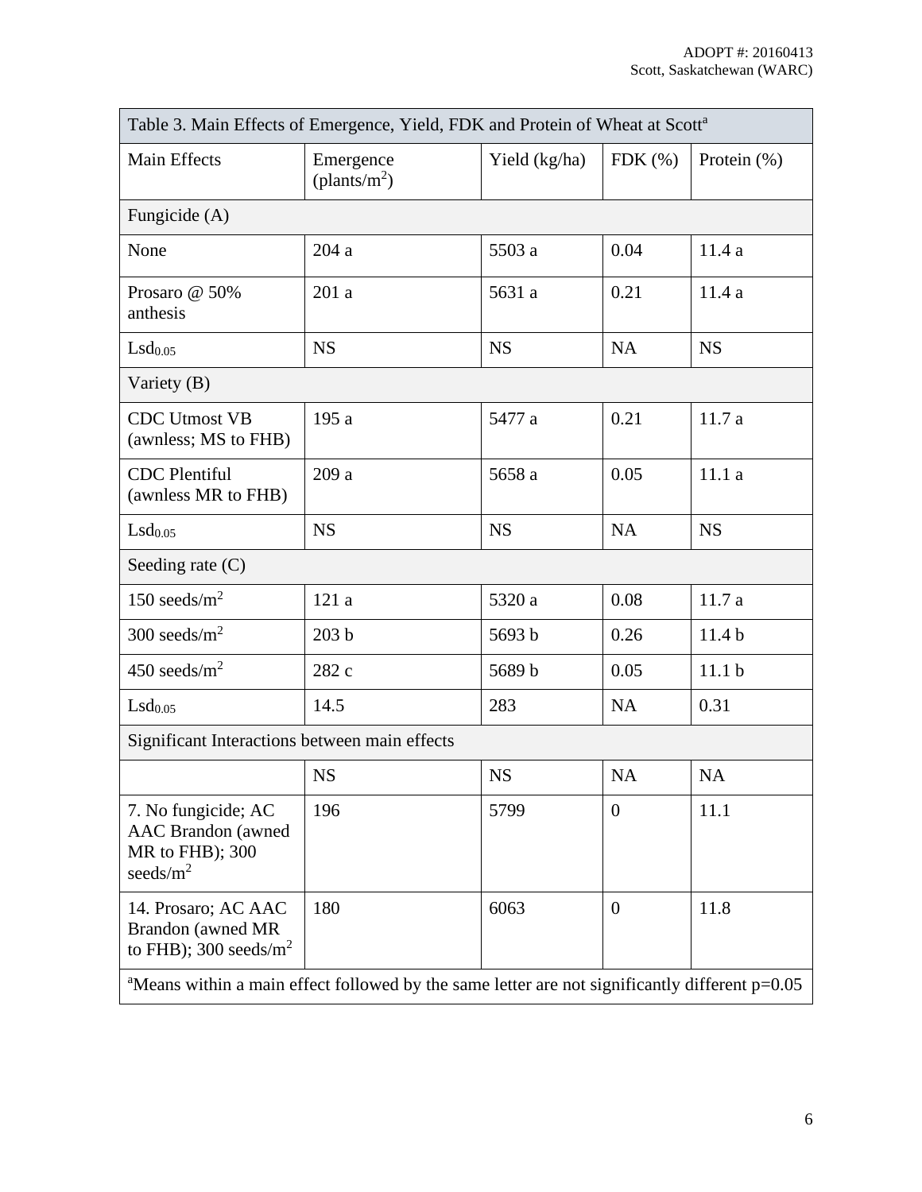| Table 3. Main Effects of Emergence, Yield, FDK and Protein of Wheat at Scott[a] | | | | |
|---|---|---|---|---|
| Main Effects | Emergence (plants/$m^2$) | Yield (kg/ha) | FDK (%) | Protein (%) |
| Fungicide (A) | | | | |
| None | 204 a | 5503 a | 0.04 | 11.4 a |
| Prosaro @ 50% anthesis | 201 a | 5631 a | 0.21 | 11.4 a |
| $Lsd_{0.05}$ | NS | NS | NA | NS |
| Variety (B) | | | | |
| CDC Utmost VB (awnless; MS to FHB) | 195 a | 5477 a | 0.21 | 11.7 a |
| CDC Plentiful (awnless MR to FHB) | 209 a | 5658 a | 0.05 | 11.1 a |
| $Lsd_{0.05}$ | NS | NS | NA | NS |
| Seeding rate (C) | | | | |
| 150 seeds/$m^2$ | 121 a | 5320 a | 0.08 | 11.7 a |
| 300 seeds/$m^2$ | 203 b | 5693 b | 0.26 | 11.4 b |
| 450 seeds/$m^2$ | 282 c | 5689 b | 0.05 | 11.1 b |
| $Lsd_{0.05}$ | 14.5 | 283 | NA | 0.31 |
| Significant Interactions between main effects | | | | |
| | NS | NS | NA | NA |
| 7. No fungicide; AC AAC Brandon (awned MR to FHB); 300 seeds/$m^2$ | 196 | 5799 | 0 | 11.1 |
| 14. Prosaro; AC AAC Brandon (awned MR to FHB); 300 seeds/$m^2$ | 180 | 6063 | 0 | 11.8 |

[a]Means within a main effect followed by the same letter are not significantly different p=0.05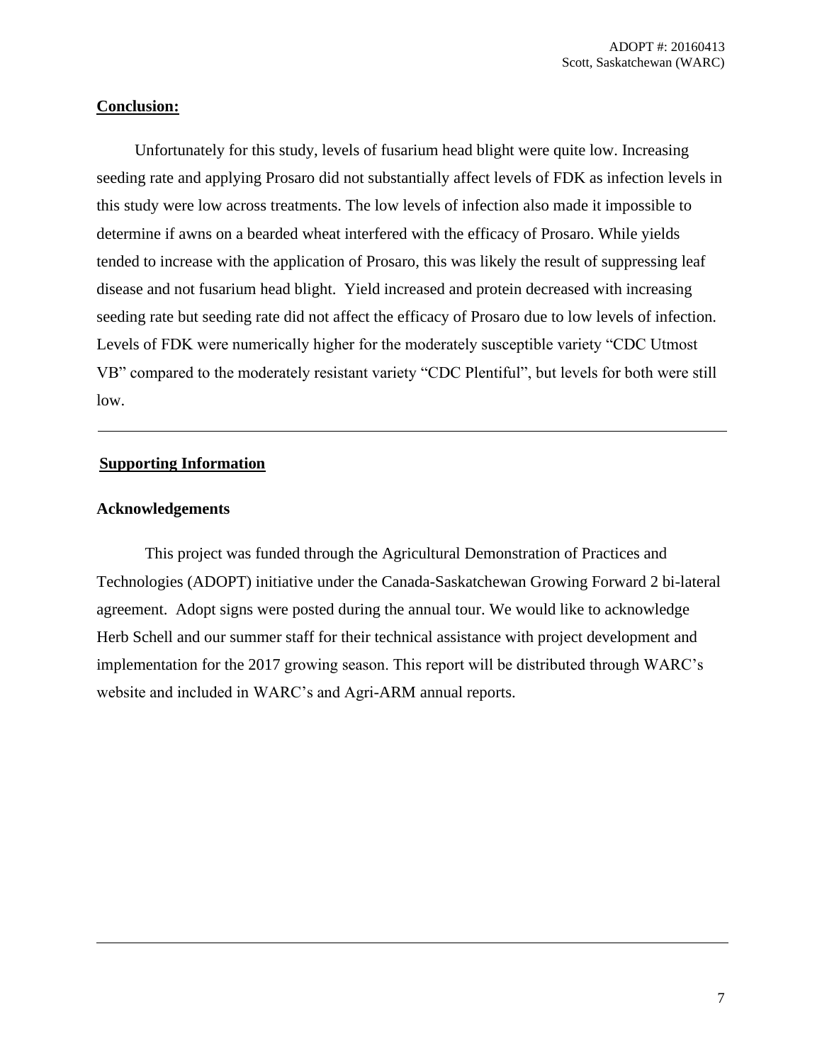**Conclusion:**

Unfortunately for this study, levels of fusarium head blight were quite low. Increasing seeding rate and applying Prosaro did not substantially affect levels of FDK as infection levels in this study were low across treatments. The low levels of infection also made it impossible to determine if awns on a bearded wheat interfered with the efficacy of Prosaro. While yields tended to increase with the application of Prosaro, this was likely the result of suppressing leaf disease and not fusarium head blight. Yield increased and protein decreased with increasing seeding rate but seeding rate did not affect the efficacy of Prosaro due to low levels of infection. Levels of FDK were numerically higher for the moderately susceptible variety "CDC Utmost VB" compared to the moderately resistant variety "CDC Plentiful", but levels for both were still low.

---

**Supporting Information**

**Acknowledgements**

This project was funded through the Agricultural Demonstration of Practices and Technologies (ADOPT) initiative under the Canada-Saskatchewan Growing Forward 2 bi-lateral agreement. Adopt signs were posted during the annual tour. We would like to acknowledge Herb Schell and our summer staff for their technical assistance with project development and implementation for the 2017 growing season. This report will be distributed through WARC's website and included in WARC's and Agri-ARM annual reports.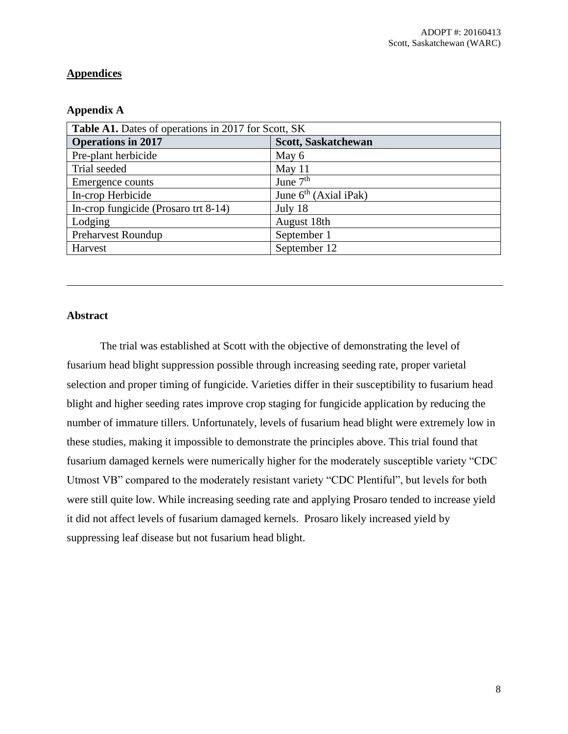## Appendices

### Appendix A

| **Table A1.** Dates of operations in 2017 for Scott, SK | |
|---|---|
| **Operations in 2017** | **Scott, Saskatchewan** |
| Pre-plant herbicide | May 6 |
| Trial seeded | May 11 |
| Emergence counts | June 7th |
| In-crop Herbicide | June 6th (Axial iPak) |
| In-crop fungicide (Prosaro trt 8-14) | July 18 |
| Lodging | August 18th |
| Preharvest Roundup | September 1 |
| Harvest | September 12 |

---

### Abstract

The trial was established at Scott with the objective of demonstrating the level of fusarium head blight suppression possible through increasing seeding rate, proper varietal selection and proper timing of fungicide. Varieties differ in their susceptibility to fusarium head blight and higher seeding rates improve crop staging for fungicide application by reducing the number of immature tillers. Unfortunately, levels of fusarium head blight were extremely low in these studies, making it impossible to demonstrate the principles above. This trial found that fusarium damaged kernels were numerically higher for the moderately susceptible variety "CDC Utmost VB" compared to the moderately resistant variety "CDC Plentiful", but levels for both were still quite low. While increasing seeding rate and applying Prosaro tended to increase yield it did not affect levels of fusarium damaged kernels. Prosaro likely increased yield by suppressing leaf disease but not fusarium head blight.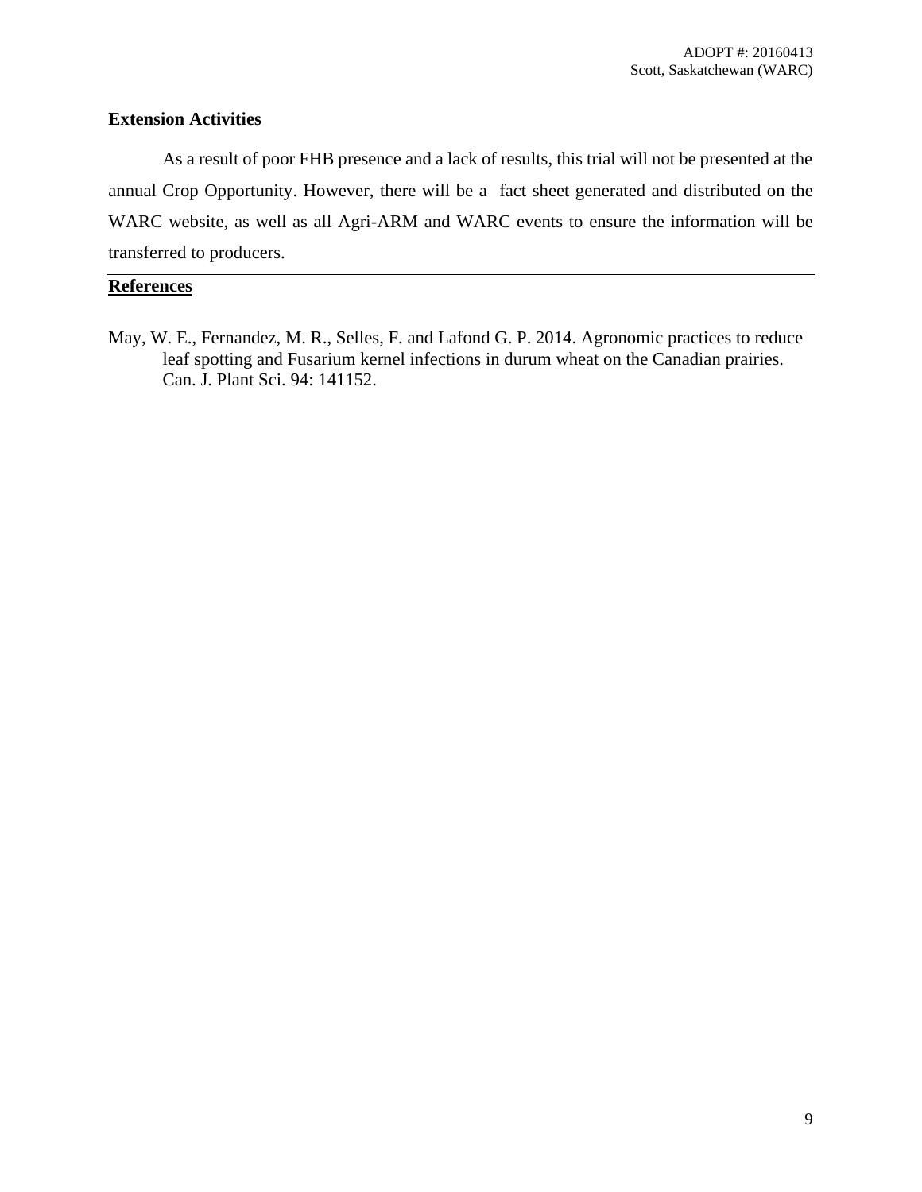## Extension Activities

As a result of poor FHB presence and a lack of results, this trial will not be presented at the annual Crop Opportunity. However, there will be a fact sheet generated and distributed on the WARC website, as well as all Agri-ARM and WARC events to ensure the information will be transferred to producers.

## References

May, W. E., Fernandez, M. R., Selles, F. and Lafond G. P. 2014. Agronomic practices to reduce leaf spotting and Fusarium kernel infections in durum wheat on the Canadian prairies. Can. J. Plant Sci. 94: 141152.